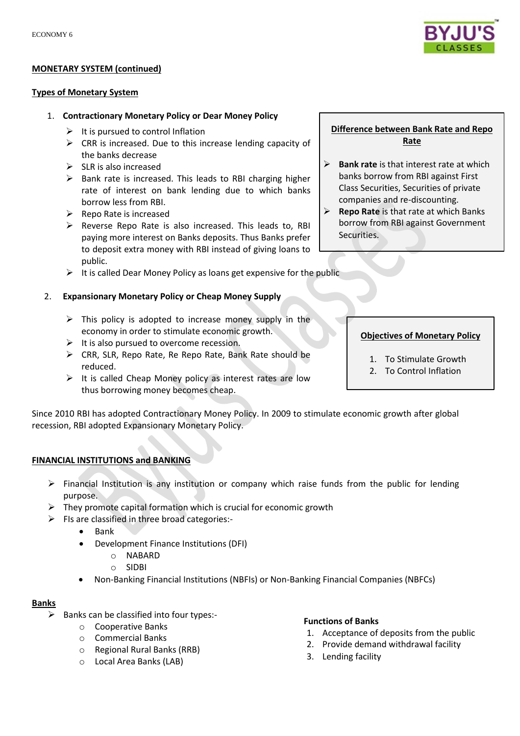## MONETARY SYSTEM (continued)

### Types of Monetary System

1. **Contractionary Monetary Policy or Dear Money Policy**
   - It is pursued to control Inflation
   - CRR is increased. Due to this increase lending capacity of the banks decrease
   - SLR is also increased
   - Bank rate is increased. This leads to RBI charging higher rate of interest on bank lending due to which banks borrow less from RBI.
   - Repo Rate is increased
   - Reverse Repo Rate is also increased. This leads to, RBI paying more interest on Banks deposits. Thus Banks prefer to deposit extra money with RBI instead of giving loans to public.
   - It is called Dear Money Policy as loans get expensive for the public

**Difference between Bank Rate and Repo Rate**

- **Bank rate** is that interest rate at which banks borrow from RBI against First Class Securities, Securities of private companies and re-discounting.
- **Repo Rate** is that rate at which Banks borrow from RBI against Government Securities.

2. **Expansionary Monetary Policy or Cheap Money Supply**
   - This policy is adopted to increase money supply in the economy in order to stimulate economic growth.
   - It is also pursued to overcome recession.
   - CRR, SLR, Repo Rate, Re Repo Rate, Bank Rate should be reduced.
   - It is called Cheap Money policy as interest rates are low thus borrowing money becomes cheap.

**Objectives of Monetary Policy**

1. To Stimulate Growth
2. To Control Inflation

Since 2010 RBI has adopted Contractionary Money Policy. In 2009 to stimulate economic growth after global recession, RBI adopted Expansionary Monetary Policy.

## FINANCIAL INSTITUTIONS and BANKING

- Financial Institution is any institution or company which raise funds from the public for lending purpose.
- They promote capital formation which is crucial for economic growth
- FIs are classified in three broad categories:-
  - Bank
  - Development Finance Institutions (DFI)
    - NABARD
    - SIDBI
  - Non-Banking Financial Institutions (NBFIs) or Non-Banking Financial Companies (NBFCs)

### Banks

- Banks can be classified into four types:-
  - Cooperative Banks
  - Commercial Banks
  - Regional Rural Banks (RRB)
  - Local Area Banks (LAB)

**Functions of Banks**

1. Acceptance of deposits from the public
2. Provide demand withdrawal facility
3. Lending facility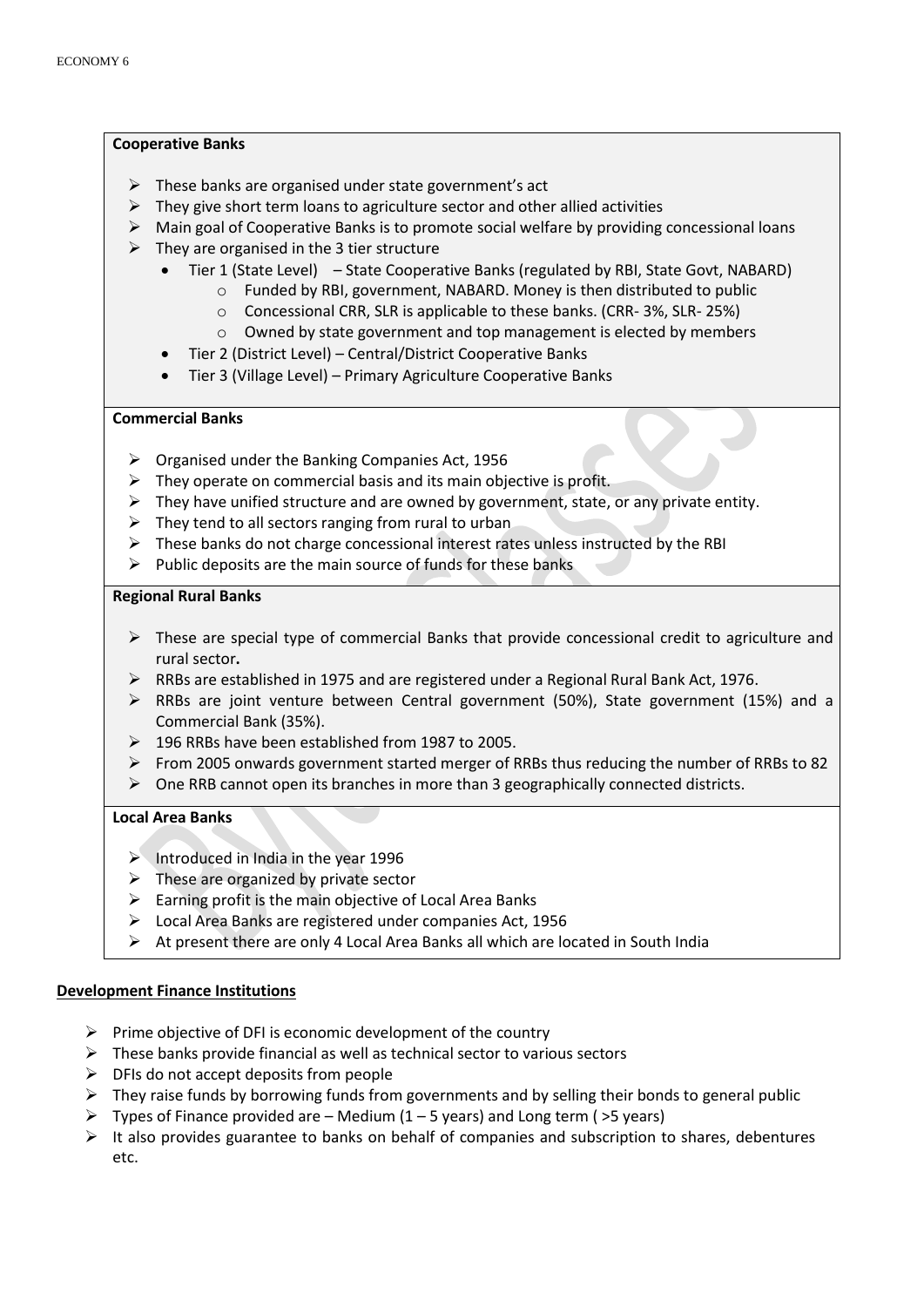**Cooperative Banks**

- These banks are organised under state government's act
- They give short term loans to agriculture sector and other allied activities
- Main goal of Cooperative Banks is to promote social welfare by providing concessional loans
- They are organised in the 3 tier structure
  - Tier 1 (State Level) – State Cooperative Banks (regulated by RBI, State Govt, NABARD)
    - Funded by RBI, government, NABARD. Money is then distributed to public
    - Concessional CRR, SLR is applicable to these banks. (CRR- 3%, SLR- 25%)
    - Owned by state government and top management is elected by members
  - Tier 2 (District Level) – Central/District Cooperative Banks
  - Tier 3 (Village Level) – Primary Agriculture Cooperative Banks

**Commercial Banks**

- Organised under the Banking Companies Act, 1956
- They operate on commercial basis and its main objective is profit.
- They have unified structure and are owned by government, state, or any private entity.
- They tend to all sectors ranging from rural to urban
- These banks do not charge concessional interest rates unless instructed by the RBI
- Public deposits are the main source of funds for these banks

**Regional Rural Banks**

- These are special type of commercial Banks that provide concessional credit to agriculture and rural sector**.**
- RRBs are established in 1975 and are registered under a Regional Rural Bank Act, 1976.
- RRBs are joint venture between Central government (50%), State government (15%) and a Commercial Bank (35%).
- 196 RRBs have been established from 1987 to 2005.
- From 2005 onwards government started merger of RRBs thus reducing the number of RRBs to 82
- One RRB cannot open its branches in more than 3 geographically connected districts.

**Local Area Banks**

- Introduced in India in the year 1996
- These are organized by private sector
- Earning profit is the main objective of Local Area Banks
- Local Area Banks are registered under companies Act, 1956
- At present there are only 4 Local Area Banks all which are located in South India

**Development Finance Institutions**

- Prime objective of DFI is economic development of the country
- These banks provide financial as well as technical sector to various sectors
- DFIs do not accept deposits from people
- They raise funds by borrowing funds from governments and by selling their bonds to general public
- Types of Finance provided are – Medium (1 – 5 years) and Long term ( >5 years)
- It also provides guarantee to banks on behalf of companies and subscription to shares, debentures etc.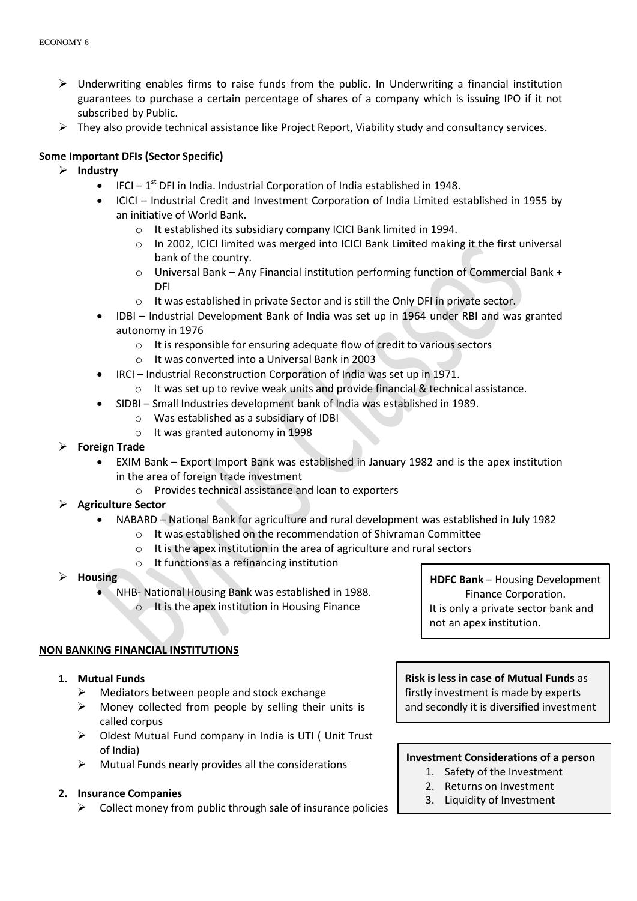- Underwriting enables firms to raise funds from the public. In Underwriting a financial institution guarantees to purchase a certain percentage of shares of a company which is issuing IPO if it not subscribed by Public.
- They also provide technical assistance like Project Report, Viability study and consultancy services.

**Some Important DFIs (Sector Specific)**

- **Industry**
  - IFCI – 1st DFI in India. Industrial Corporation of India established in 1948.
  - ICICI – Industrial Credit and Investment Corporation of India Limited established in 1955 by an initiative of World Bank.
    - It established its subsidiary company ICICI Bank limited in 1994.
    - In 2002, ICICI limited was merged into ICICI Bank Limited making it the first universal bank of the country.
    - Universal Bank – Any Financial institution performing function of Commercial Bank + DFI
    - It was established in private Sector and is still the Only DFI in private sector.
  - IDBI – Industrial Development Bank of India was set up in 1964 under RBI and was granted autonomy in 1976
    - It is responsible for ensuring adequate flow of credit to various sectors
    - It was converted into a Universal Bank in 2003
  - IRCI – Industrial Reconstruction Corporation of India was set up in 1971.
    - It was set up to revive weak units and provide financial & technical assistance.
  - SIDBI – Small Industries development bank of India was established in 1989.
    - Was established as a subsidiary of IDBI
    - It was granted autonomy in 1998
- **Foreign Trade**
  - EXIM Bank – Export Import Bank was established in January 1982 and is the apex institution in the area of foreign trade investment
    - Provides technical assistance and loan to exporters
- **Agriculture Sector**
  - NABARD – National Bank for agriculture and rural development was established in July 1982
    - It was established on the recommendation of Shivraman Committee
    - It is the apex institution in the area of agriculture and rural sectors
    - It functions as a refinancing institution
- **Housing**
  - NHB- National Housing Bank was established in 1988.
    - It is the apex institution in Housing Finance

**HDFC Bank** – Housing Development Finance Corporation.
It is only a private sector bank and not an apex institution.

**NON BANKING FINANCIAL INSTITUTIONS**

1. **Mutual Funds**
   - Mediators between people and stock exchange
   - Money collected from people by selling their units is called corpus
   - Oldest Mutual Fund company in India is UTI ( Unit Trust of India)
   - Mutual Funds nearly provides all the considerations

**Risk is less in case of Mutual Funds** as firstly investment is made by experts and secondly it is diversified investment

**Investment Considerations of a person**

1. Safety of the Investment
2. Returns on Investment
3. Liquidity of Investment

2. **Insurance Companies**
   - Collect money from public through sale of insurance policies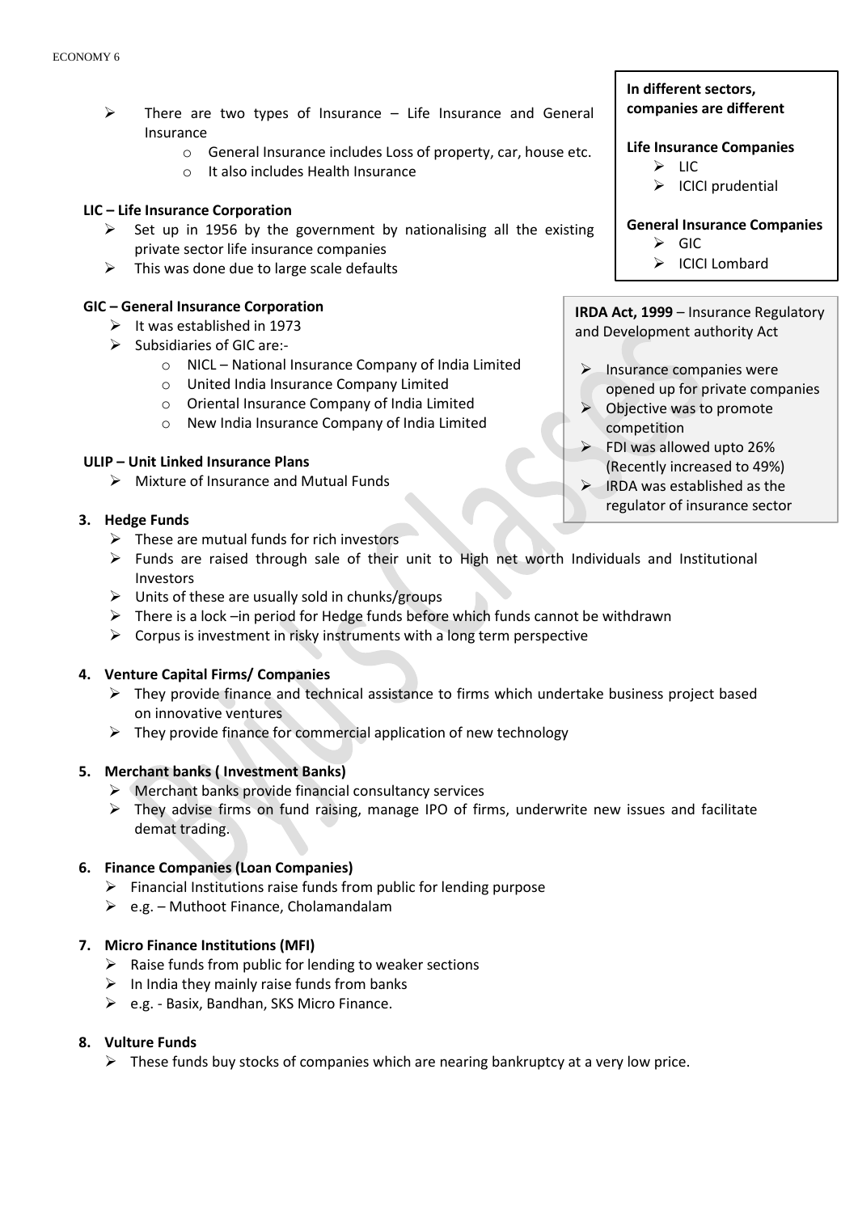- There are two types of Insurance – Life Insurance and General Insurance
  - General Insurance includes Loss of property, car, house etc.
  - It also includes Health Insurance

**LIC – Life Insurance Corporation**

- Set up in 1956 by the government by nationalising all the existing private sector life insurance companies
- This was done due to large scale defaults

**GIC – General Insurance Corporation**

- It was established in 1973
- Subsidiaries of GIC are:-
  - NICL – National Insurance Company of India Limited
  - United India Insurance Company Limited
  - Oriental Insurance Company of India Limited
  - New India Insurance Company of India Limited

**ULIP – Unit Linked Insurance Plans**

- Mixture of Insurance and Mutual Funds

**In different sectors, companies are different**

**Life Insurance Companies**

- LIC
- ICICI prudential

**General Insurance Companies**

- GIC
- ICICI Lombard

**IRDA Act, 1999** – Insurance Regulatory and Development authority Act

- Insurance companies were opened up for private companies
- Objective was to promote competition
- FDI was allowed upto 26% (Recently increased to 49%)
- IRDA was established as the regulator of insurance sector

**3. Hedge Funds**

- These are mutual funds for rich investors
- Funds are raised through sale of their unit to High net worth Individuals and Institutional Investors
- Units of these are usually sold in chunks/groups
- There is a lock –in period for Hedge funds before which funds cannot be withdrawn
- Corpus is investment in risky instruments with a long term perspective

**4. Venture Capital Firms/ Companies**

- They provide finance and technical assistance to firms which undertake business project based on innovative ventures
- They provide finance for commercial application of new technology

**5. Merchant banks ( Investment Banks)**

- Merchant banks provide financial consultancy services
- They advise firms on fund raising, manage IPO of firms, underwrite new issues and facilitate demat trading.

**6. Finance Companies (Loan Companies)**

- Financial Institutions raise funds from public for lending purpose
- e.g. – Muthoot Finance, Cholamandalam

**7. Micro Finance Institutions (MFI)**

- Raise funds from public for lending to weaker sections
- In India they mainly raise funds from banks
- e.g. - Basix, Bandhan, SKS Micro Finance.

**8. Vulture Funds**

- These funds buy stocks of companies which are nearing bankruptcy at a very low price.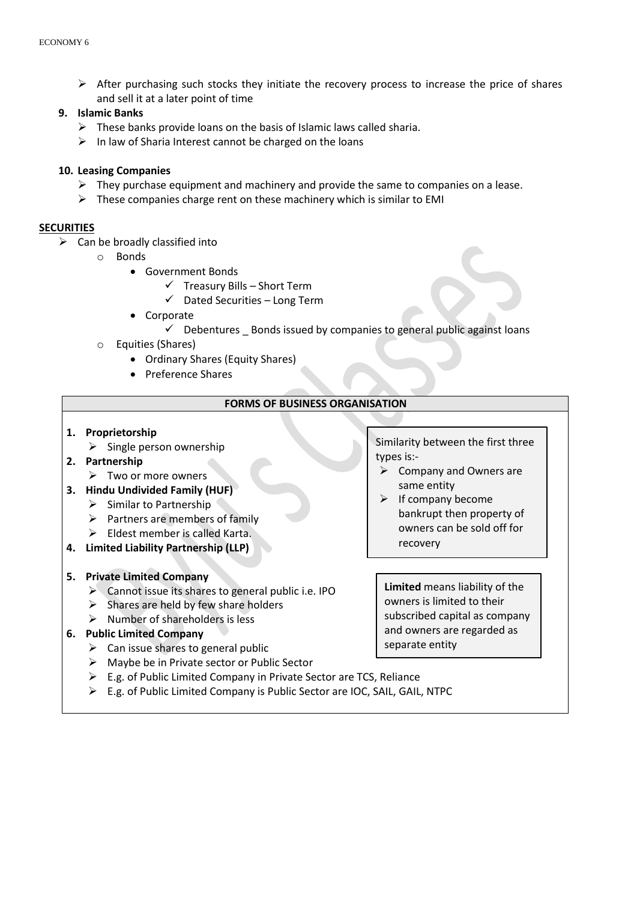- After purchasing such stocks they initiate the recovery process to increase the price of shares and sell it at a later point of time

**9. Islamic Banks**

- These banks provide loans on the basis of Islamic laws called sharia.
- In law of Sharia Interest cannot be charged on the loans

**10. Leasing Companies**

- They purchase equipment and machinery and provide the same to companies on a lease.
- These companies charge rent on these machinery which is similar to EMI

## SECURITIES

- Can be broadly classified into
  - Bonds
    - Government Bonds
      - ✓ Treasury Bills – Short Term
      - ✓ Dated Securities – Long Term
    - Corporate
      - ✓ Debentures _ Bonds issued by companies to general public against loans
  - Equities (Shares)
    - Ordinary Shares (Equity Shares)
    - Preference Shares

### FORMS OF BUSINESS ORGANISATION

1. **Proprietorship**
   - Single person ownership
2. **Partnership**
   - Two or more owners
3. **Hindu Undivided Family (HUF)**
   - Similar to Partnership
   - Partners are members of family
   - Eldest member is called Karta.
4. **Limited Liability Partnership (LLP)**

Similarity between the first three types is:-
- Company and Owners are same entity
- If company become bankrupt then property of owners can be sold off for recovery

5. **Private Limited Company**
   - Cannot issue its shares to general public i.e. IPO
   - Shares are held by few share holders
   - Number of shareholders is less
6. **Public Limited Company**
   - Can issue shares to general public
   - Maybe be in Private sector or Public Sector
   - E.g. of Public Limited Company in Private Sector are TCS, Reliance
   - E.g. of Public Limited Company is Public Sector are IOC, SAIL, GAIL, NTPC

**Limited** means liability of the owners is limited to their subscribed capital as company and owners are regarded as separate entity